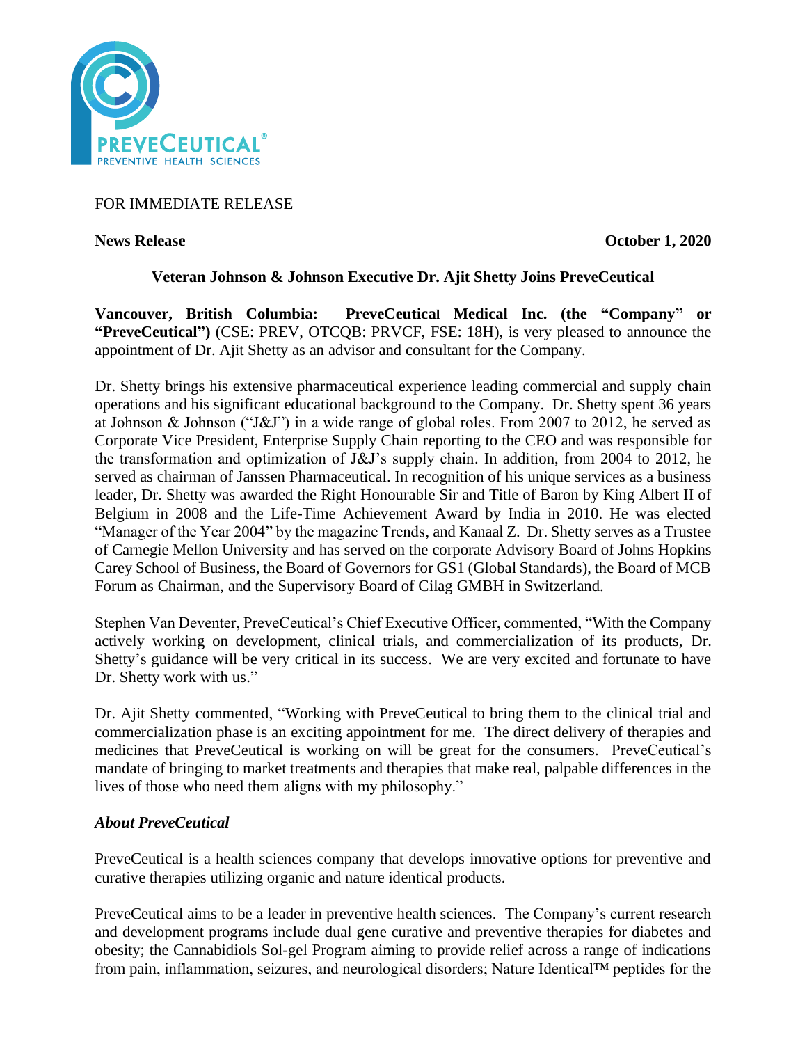FOR IMMEDIATE RELEASE

**News Release** **October 1, 2020**

**Veteran Johnson & Johnson Executive Dr. Ajit Shetty Joins PreveCeutical**

**Vancouver, British Columbia: PreveCeutical Medical Inc. (the "Company" or "PreveCeutical")** (CSE: PREV, OTCQB: PRVCF, FSE: 18H), is very pleased to announce the appointment of Dr. Ajit Shetty as an advisor and consultant for the Company.

Dr. Shetty brings his extensive pharmaceutical experience leading commercial and supply chain operations and his significant educational background to the Company. Dr. Shetty spent 36 years at Johnson & Johnson ("J&J") in a wide range of global roles. From 2007 to 2012, he served as Corporate Vice President, Enterprise Supply Chain reporting to the CEO and was responsible for the transformation and optimization of J&J's supply chain. In addition, from 2004 to 2012, he served as chairman of Janssen Pharmaceutical. In recognition of his unique services as a business leader, Dr. Shetty was awarded the Right Honourable Sir and Title of Baron by King Albert II of Belgium in 2008 and the Life-Time Achievement Award by India in 2010. He was elected "Manager of the Year 2004" by the magazine Trends, and Kanaal Z. Dr. Shetty serves as a Trustee of Carnegie Mellon University and has served on the corporate Advisory Board of Johns Hopkins Carey School of Business, the Board of Governors for GS1 (Global Standards), the Board of MCB Forum as Chairman, and the Supervisory Board of Cilag GMBH in Switzerland.

Stephen Van Deventer, PreveCeutical's Chief Executive Officer, commented, "With the Company actively working on development, clinical trials, and commercialization of its products, Dr. Shetty's guidance will be very critical in its success. We are very excited and fortunate to have Dr. Shetty work with us."

Dr. Ajit Shetty commented, "Working with PreveCeutical to bring them to the clinical trial and commercialization phase is an exciting appointment for me. The direct delivery of therapies and medicines that PreveCeutical is working on will be great for the consumers. PreveCeutical's mandate of bringing to market treatments and therapies that make real, palpable differences in the lives of those who need them aligns with my philosophy."

### *About PreveCeutical*

PreveCeutical is a health sciences company that develops innovative options for preventive and curative therapies utilizing organic and nature identical products.

PreveCeutical aims to be a leader in preventive health sciences. The Company's current research and development programs include dual gene curative and preventive therapies for diabetes and obesity; the Cannabidiols Sol-gel Program aiming to provide relief across a range of indications from pain, inflammation, seizures, and neurological disorders; Nature Identical™ peptides for the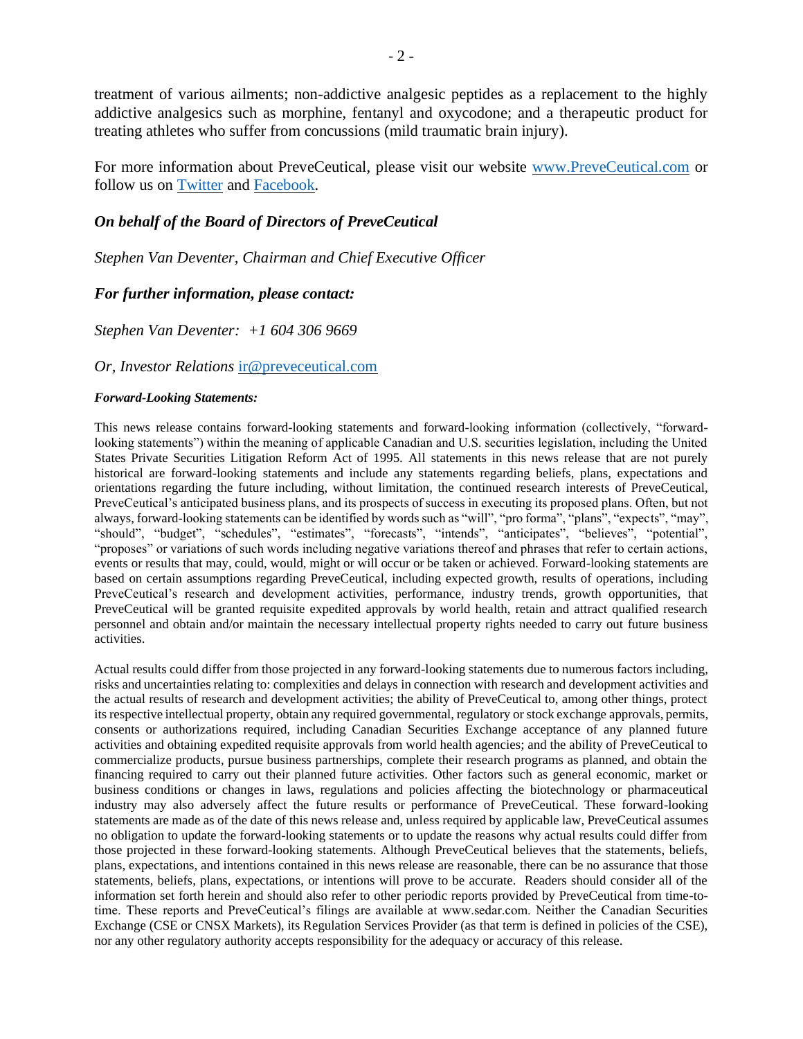treatment of various ailments; non-addictive analgesic peptides as a replacement to the highly addictive analgesics such as morphine, fentanyl and oxycodone; and a therapeutic product for treating athletes who suffer from concussions (mild traumatic brain injury).

For more information about PreveCeutical, please visit our website [www.PreveCeutical.com](http://www.PreveCeutical.com) or follow us on [Twitter](#) and [Facebook](#).

***On behalf of the Board of Directors of PreveCeutical***

*Stephen Van Deventer, Chairman and Chief Executive Officer*

***For further information, please contact:***

*Stephen Van Deventer: +1 604 306 9669*

*Or, Investor Relations* [ir@preveceutical.com](mailto:ir@preveceutical.com)

***Forward-Looking Statements:***

This news release contains forward-looking statements and forward-looking information (collectively, "forward-looking statements") within the meaning of applicable Canadian and U.S. securities legislation, including the United States Private Securities Litigation Reform Act of 1995. All statements in this news release that are not purely historical are forward-looking statements and include any statements regarding beliefs, plans, expectations and orientations regarding the future including, without limitation, the continued research interests of PreveCeutical, PreveCeutical's anticipated business plans, and its prospects of success in executing its proposed plans. Often, but not always, forward-looking statements can be identified by words such as "will", "pro forma", "plans", "expects", "may", "should", "budget", "schedules", "estimates", "forecasts", "intends", "anticipates", "believes", "potential", "proposes" or variations of such words including negative variations thereof and phrases that refer to certain actions, events or results that may, could, would, might or will occur or be taken or achieved. Forward-looking statements are based on certain assumptions regarding PreveCeutical, including expected growth, results of operations, including PreveCeutical's research and development activities, performance, industry trends, growth opportunities, that PreveCeutical will be granted requisite expedited approvals by world health, retain and attract qualified research personnel and obtain and/or maintain the necessary intellectual property rights needed to carry out future business activities.

Actual results could differ from those projected in any forward-looking statements due to numerous factors including, risks and uncertainties relating to: complexities and delays in connection with research and development activities and the actual results of research and development activities; the ability of PreveCeutical to, among other things, protect its respective intellectual property, obtain any required governmental, regulatory or stock exchange approvals, permits, consents or authorizations required, including Canadian Securities Exchange acceptance of any planned future activities and obtaining expedited requisite approvals from world health agencies; and the ability of PreveCeutical to commercialize products, pursue business partnerships, complete their research programs as planned, and obtain the financing required to carry out their planned future activities. Other factors such as general economic, market or business conditions or changes in laws, regulations and policies affecting the biotechnology or pharmaceutical industry may also adversely affect the future results or performance of PreveCeutical. These forward-looking statements are made as of the date of this news release and, unless required by applicable law, PreveCeutical assumes no obligation to update the forward-looking statements or to update the reasons why actual results could differ from those projected in these forward-looking statements. Although PreveCeutical believes that the statements, beliefs, plans, expectations, and intentions contained in this news release are reasonable, there can be no assurance that those statements, beliefs, plans, expectations, or intentions will prove to be accurate. Readers should consider all of the information set forth herein and should also refer to other periodic reports provided by PreveCeutical from time-to-time. These reports and PreveCeutical's filings are available at www.sedar.com. Neither the Canadian Securities Exchange (CSE or CNSX Markets), its Regulation Services Provider (as that term is defined in policies of the CSE), nor any other regulatory authority accepts responsibility for the adequacy or accuracy of this release.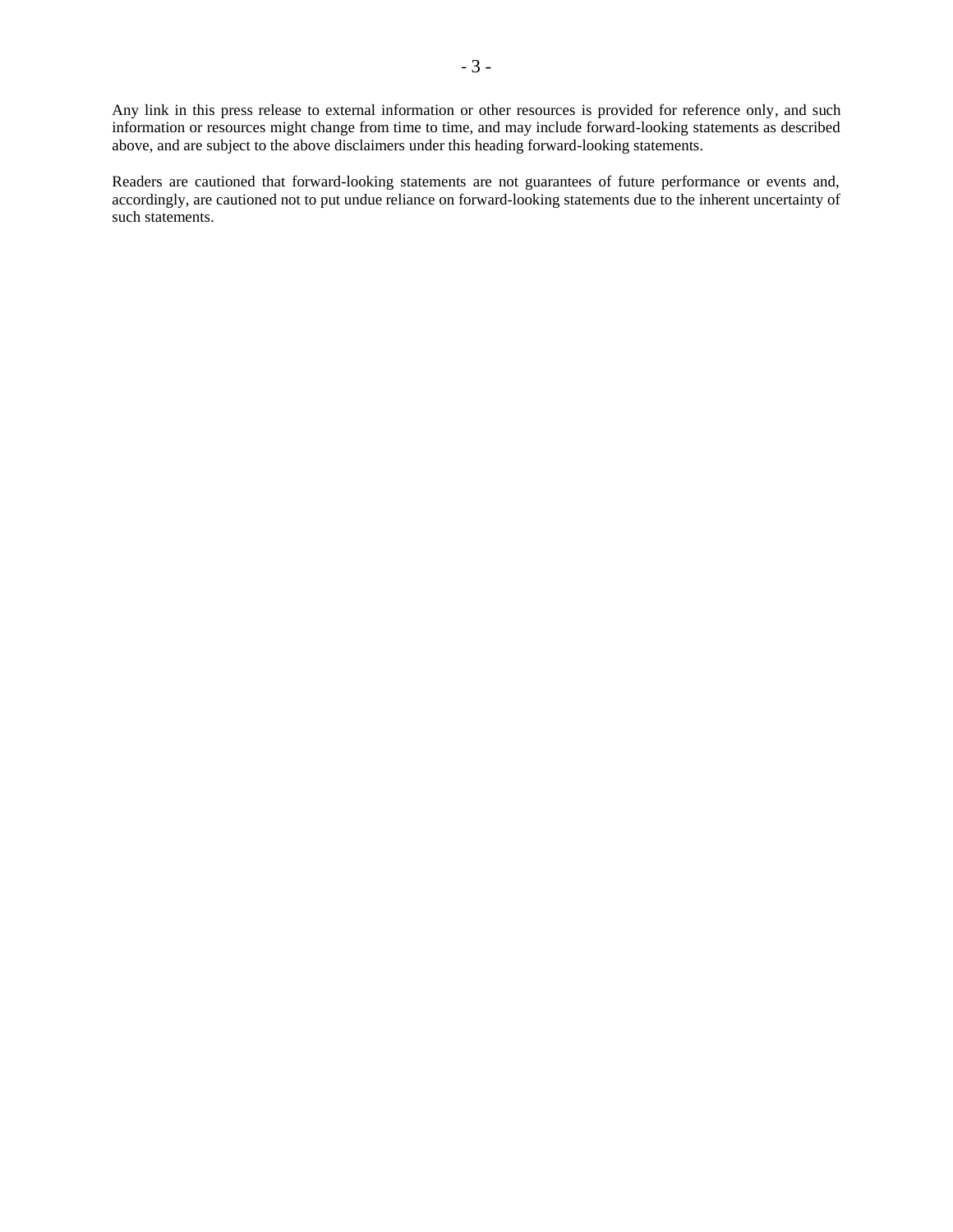Any link in this press release to external information or other resources is provided for reference only, and such information or resources might change from time to time, and may include forward-looking statements as described above, and are subject to the above disclaimers under this heading forward-looking statements.

Readers are cautioned that forward-looking statements are not guarantees of future performance or events and, accordingly, are cautioned not to put undue reliance on forward-looking statements due to the inherent uncertainty of such statements.